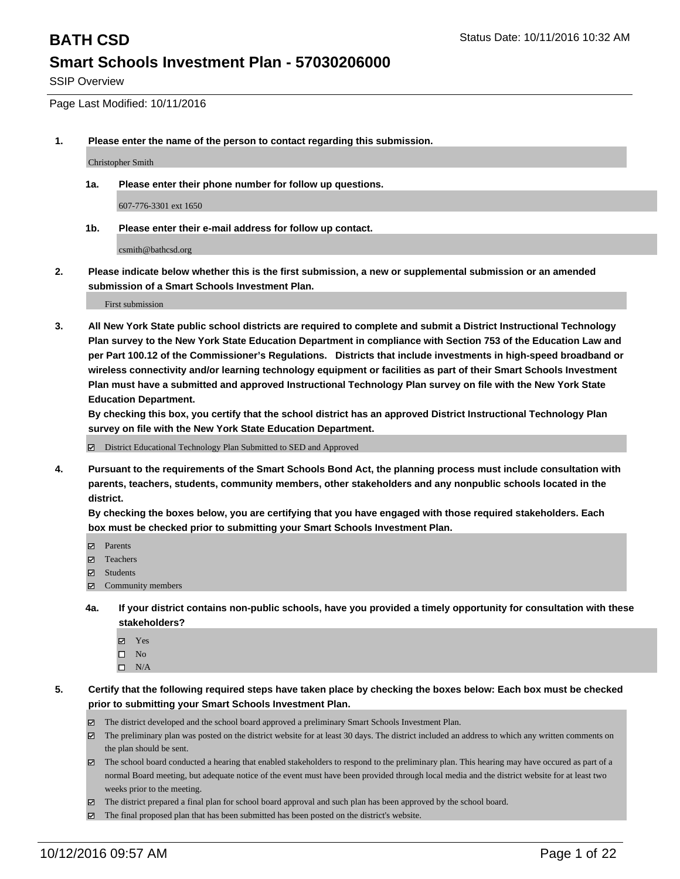# BATH CSD

Status Date: 10/11/2016 10:32 AM

## Smart Schools Investment Plan - 57030206000

SSIP Overview

Page Last Modified: 10/11/2016

1. **Please enter the name of the person to contact regarding this submission.**

   Christopher Smith

   1a. **Please enter their phone number for follow up questions.**

   607-776-3301 ext 1650

   1b. **Please enter their e-mail address for follow up contact.**

   csmith@bathcsd.org

2. **Please indicate below whether this is the first submission, a new or supplemental submission or an amended submission of a Smart Schools Investment Plan.**

   First submission

3. **All New York State public school districts are required to complete and submit a District Instructional Technology Plan survey to the New York State Education Department in compliance with Section 753 of the Education Law and per Part 100.12 of the Commissioner's Regulations. Districts that include investments in high-speed broadband or wireless connectivity and/or learning technology equipment or facilities as part of their Smart Schools Investment Plan must have a submitted and approved Instructional Technology Plan survey on file with the New York State Education Department.**
   **By checking this box, you certify that the school district has an approved District Instructional Technology Plan survey on file with the New York State Education Department.**

   - [x] District Educational Technology Plan Submitted to SED and Approved

4. **Pursuant to the requirements of the Smart Schools Bond Act, the planning process must include consultation with parents, teachers, students, community members, other stakeholders and any nonpublic schools located in the district.**
   **By checking the boxes below, you are certifying that you have engaged with those required stakeholders. Each box must be checked prior to submitting your Smart Schools Investment Plan.**

   - [x] Parents
   - [x] Teachers
   - [x] Students
   - [x] Community members

   4a. **If your district contains non-public schools, have you provided a timely opportunity for consultation with these stakeholders?**

   - [x] Yes
   - [ ] No
   - [ ] N/A

5. **Certify that the following required steps have taken place by checking the boxes below: Each box must be checked prior to submitting your Smart Schools Investment Plan.**

   - [x] The district developed and the school board approved a preliminary Smart Schools Investment Plan.
   - [x] The preliminary plan was posted on the district website for at least 30 days. The district included an address to which any written comments on the plan should be sent.
   - [x] The school board conducted a hearing that enabled stakeholders to respond to the preliminary plan. This hearing may have occured as part of a normal Board meeting, but adequate notice of the event must have been provided through local media and the district website for at least two weeks prior to the meeting.
   - [x] The district prepared a final plan for school board approval and such plan has been approved by the school board.
   - [x] The final proposed plan that has been submitted has been posted on the district's website.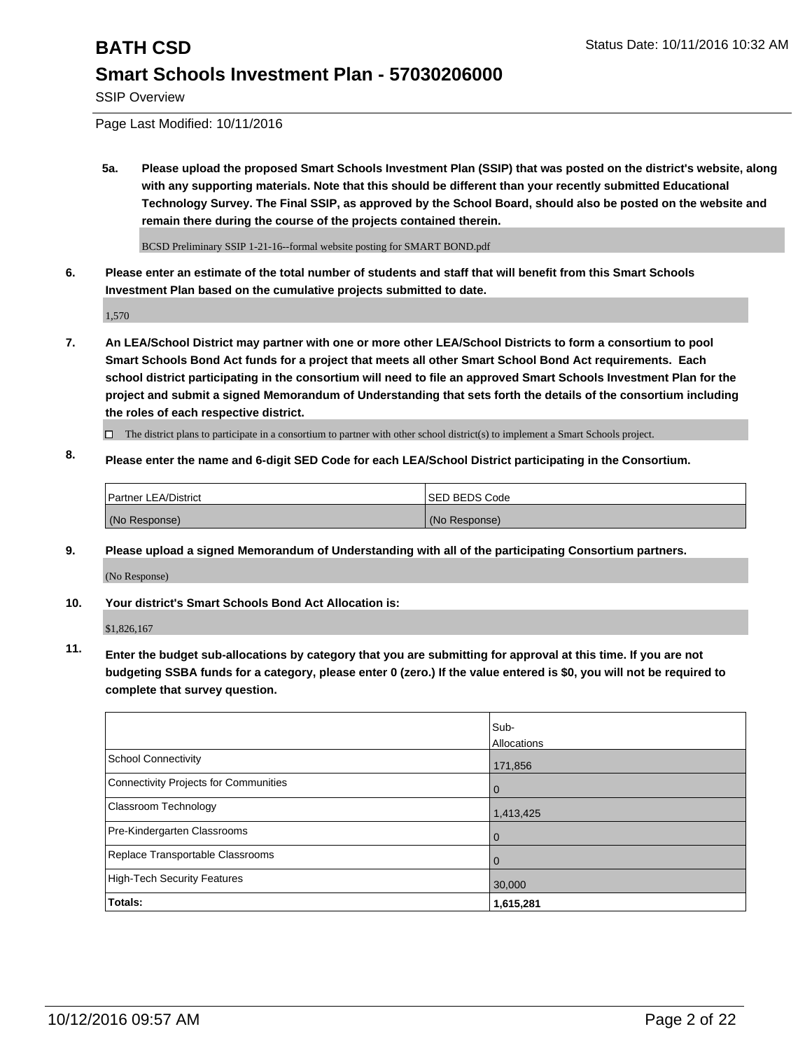# BATH CSD

## Smart Schools Investment Plan - 57030206000

SSIP Overview

Page Last Modified: 10/11/2016

**5a. Please upload the proposed Smart Schools Investment Plan (SSIP) that was posted on the district's website, along with any supporting materials. Note that this should be different than your recently submitted Educational Technology Survey. The Final SSIP, as approved by the School Board, should also be posted on the website and remain there during the course of the projects contained therein.**

BCSD Preliminary SSIP 1-21-16--formal website posting for SMART BOND.pdf

**6. Please enter an estimate of the total number of students and staff that will benefit from this Smart Schools Investment Plan based on the cumulative projects submitted to date.**

1,570

**7. An LEA/School District may partner with one or more other LEA/School Districts to form a consortium to pool Smart Schools Bond Act funds for a project that meets all other Smart School Bond Act requirements. Each school district participating in the consortium will need to file an approved Smart Schools Investment Plan for the project and submit a signed Memorandum of Understanding that sets forth the details of the consortium including the roles of each respective district.**

☐ The district plans to participate in a consortium to partner with other school district(s) to implement a Smart Schools project.

**8. Please enter the name and 6-digit SED Code for each LEA/School District participating in the Consortium.**

| Partner LEA/District | SED BEDS Code |
|---|---|
| (No Response) | (No Response) |

**9. Please upload a signed Memorandum of Understanding with all of the participating Consortium partners.**

(No Response)

**10. Your district's Smart Schools Bond Act Allocation is:**

$1,826,167

**11. Enter the budget sub-allocations by category that you are submitting for approval at this time. If you are not budgeting SSBA funds for a category, please enter 0 (zero.) If the value entered is $0, you will not be required to complete that survey question.**

| | Sub-Allocations |
|---|---|
| School Connectivity | 171,856 |
| Connectivity Projects for Communities | 0 |
| Classroom Technology | 1,413,425 |
| Pre-Kindergarten Classrooms | 0 |
| Replace Transportable Classrooms | 0 |
| High-Tech Security Features | 30,000 |
| **Totals:** | **1,615,281** |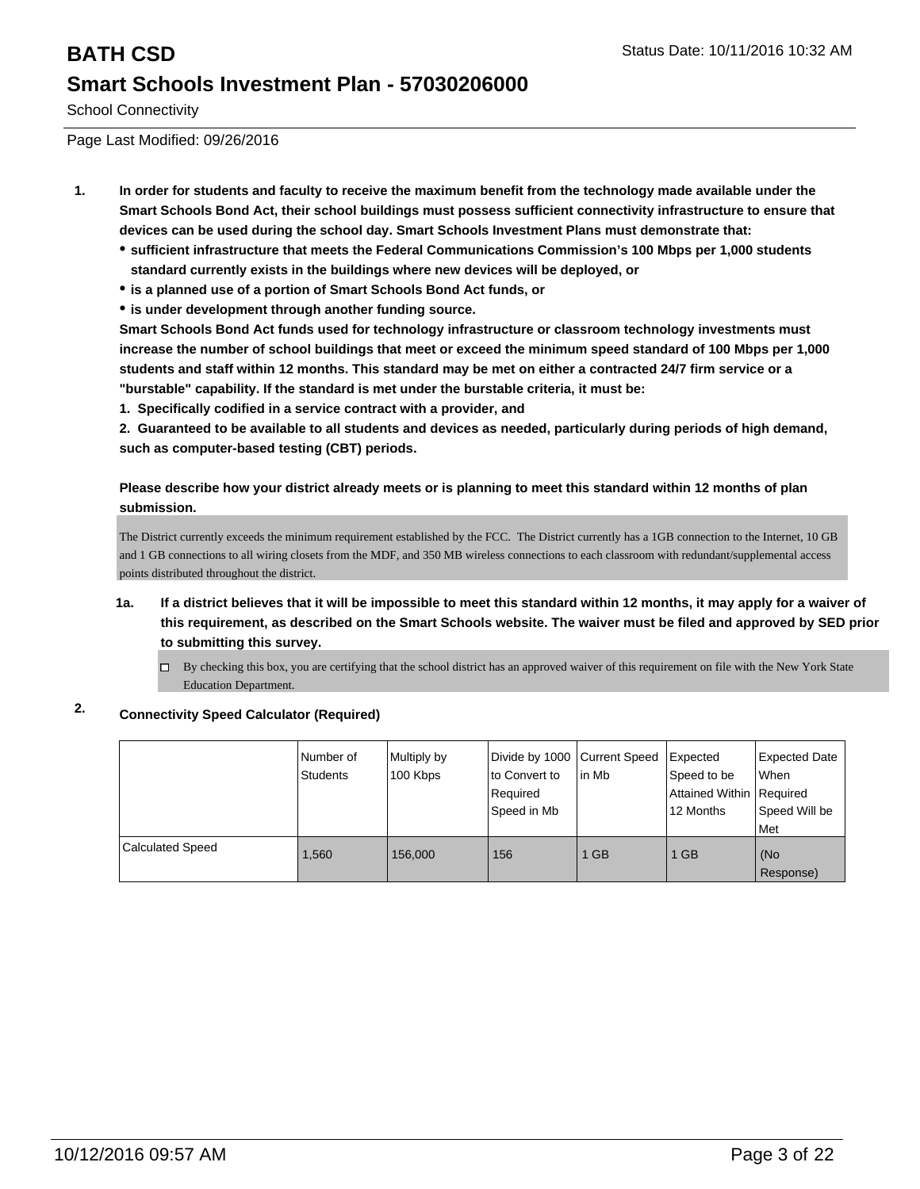# BATH CSD

Status Date: 10/11/2016 10:32 AM

## Smart Schools Investment Plan - 57030206000

School Connectivity

Page Last Modified: 09/26/2016

1. **In order for students and faculty to receive the maximum benefit from the technology made available under the Smart Schools Bond Act, their school buildings must possess sufficient connectivity infrastructure to ensure that devices can be used during the school day. Smart Schools Investment Plans must demonstrate that:**
   - **sufficient infrastructure that meets the Federal Communications Commission's 100 Mbps per 1,000 students standard currently exists in the buildings where new devices will be deployed, or**
   - **is a planned use of a portion of Smart Schools Bond Act funds, or**
   - **is under development through another funding source.**

   **Smart Schools Bond Act funds used for technology infrastructure or classroom technology investments must increase the number of school buildings that meet or exceed the minimum speed standard of 100 Mbps per 1,000 students and staff within 12 months. This standard may be met on either a contracted 24/7 firm service or a "burstable" capability. If the standard is met under the burstable criteria, it must be:**

   **1. Specifically codified in a service contract with a provider, and**

   **2. Guaranteed to be available to all students and devices as needed, particularly during periods of high demand, such as computer-based testing (CBT) periods.**

   **Please describe how your district already meets or is planning to meet this standard within 12 months of plan submission.**

   The District currently exceeds the minimum requirement established by the FCC. The District currently has a 1GB connection to the Internet, 10 GB and 1 GB connections to all wiring closets from the MDF, and 350 MB wireless connections to each classroom with redundant/supplemental access points distributed throughout the district.

   1a. **If a district believes that it will be impossible to meet this standard within 12 months, it may apply for a waiver of this requirement, as described on the Smart Schools website. The waiver must be filed and approved by SED prior to submitting this survey.**

   ☐ By checking this box, you are certifying that the school district has an approved waiver of this requirement on file with the New York State Education Department.

2. **Connectivity Speed Calculator (Required)**

| | Number of Students | Multiply by 100 Kbps | Divide by 1000 to Convert to Required Speed in Mb | Current Speed in Mb | Expected Speed to be Attained Within 12 Months | Expected Date When Required Speed Will be Met |
|---|---|---|---|---|---|---|
| Calculated Speed | 1,560 | 156,000 | 156 | 1 GB | 1 GB | (No Response) |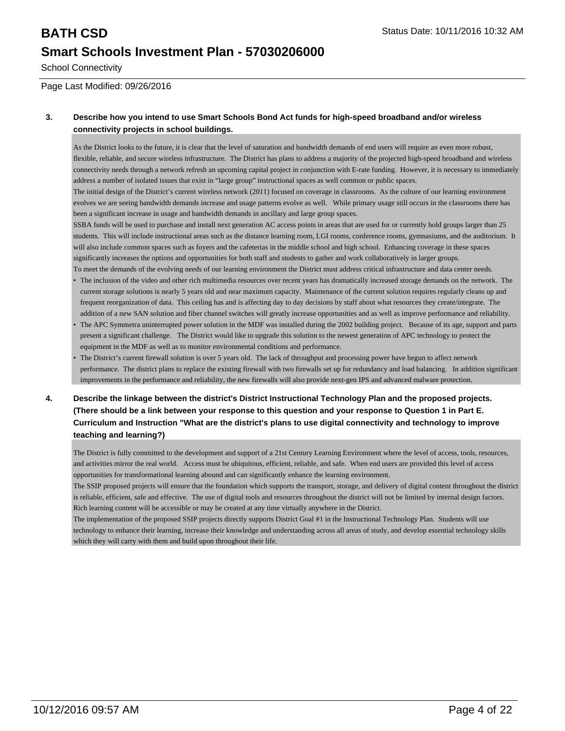**School Connectivity**

Page Last Modified: 09/26/2016

**3. Describe how you intend to use Smart Schools Bond Act funds for high-speed broadband and/or wireless connectivity projects in school buildings.**

As the District looks to the future, it is clear that the level of saturation and bandwidth demands of end users will require an even more robust, flexible, reliable, and secure wireless infrastructure. The District has plans to address a majority of the projected high-speed broadband and wireless connectivity needs through a network refresh an upcoming capital project in conjunction with E-rate funding. However, it is necessary to immediately address a number of isolated issues that exist in "large group" instructional spaces as well common or public spaces.

The initial design of the District's current wireless network (2011) focused on coverage in classrooms. As the culture of our learning environment evolves we are seeing bandwidth demands increase and usage patterns evolve as well. While primary usage still occurs in the classrooms there has been a significant increase in usage and bandwidth demands in ancillary and large group spaces.

SSBA funds will be used to purchase and install next generation AC access points in areas that are used for or currently hold groups larger than 25 students. This will include instructional areas such as the distance learning room, LGI rooms, conference rooms, gymnasiums, and the auditorium. It will also include common spaces such as foyers and the cafeterias in the middle school and high school. Enhancing coverage in these spaces significantly increases the options and opportunities for both staff and students to gather and work collaboratively in larger groups.

To meet the demands of the evolving needs of our learning environment the District must address critical infrastructure and data center needs.

- The inclusion of the video and other rich multimedia resources over recent years has dramatically increased storage demands on the network. The current storage solutions is nearly 5 years old and near maximum capacity. Maintenance of the current solution requires regularly cleans up and frequent reorganization of data. This ceiling has and is affecting day to day decisions by staff about what resources they create/integrate. The addition of a new SAN solution and fiber channel switches will greatly increase opportunities and as well as improve performance and reliability.
- The APC Symmetra uninterrupted power solution in the MDF was installed during the 2002 building project. Because of its age, support and parts present a significant challenge. The District would like to upgrade this solution to the newest generation of APC technology to protect the equipment in the MDF as well as to monitor environmental conditions and performance.
- The District's current firewall solution is over 5 years old. The lack of throughput and processing power have begun to affect network performance. The district plans to replace the existing firewall with two firewalls set up for redundancy and load balancing. In addition significant improvements in the performance and reliability, the new firewalls will also provide next-gen IPS and advanced malware protection.

**4. Describe the linkage between the district's District Instructional Technology Plan and the proposed projects. (There should be a link between your response to this question and your response to Question 1 in Part E. Curriculum and Instruction "What are the district's plans to use digital connectivity and technology to improve teaching and learning?)**

The District is fully committed to the development and support of a 21st Century Learning Environment where the level of access, tools, resources, and activities mirror the real world. Access must be ubiquitous, efficient, reliable, and safe. When end users are provided this level of access opportunities for transformational learning abound and can significantly enhance the learning environment.

The SSIP proposed projects will ensure that the foundation which supports the transport, storage, and delivery of digital content throughout the district is reliable, efficient, safe and effective. The use of digital tools and resources throughout the district will not be limited by internal design factors. Rich learning content will be accessible or may be created at any time virtually anywhere in the District.

The implementation of the proposed SSIP projects directly supports District Goal #1 in the Instructional Technology Plan. Students will use technology to enhance their learning, increase their knowledge and understanding across all areas of study, and develop essential technology skills which they will carry with them and build upon throughout their life.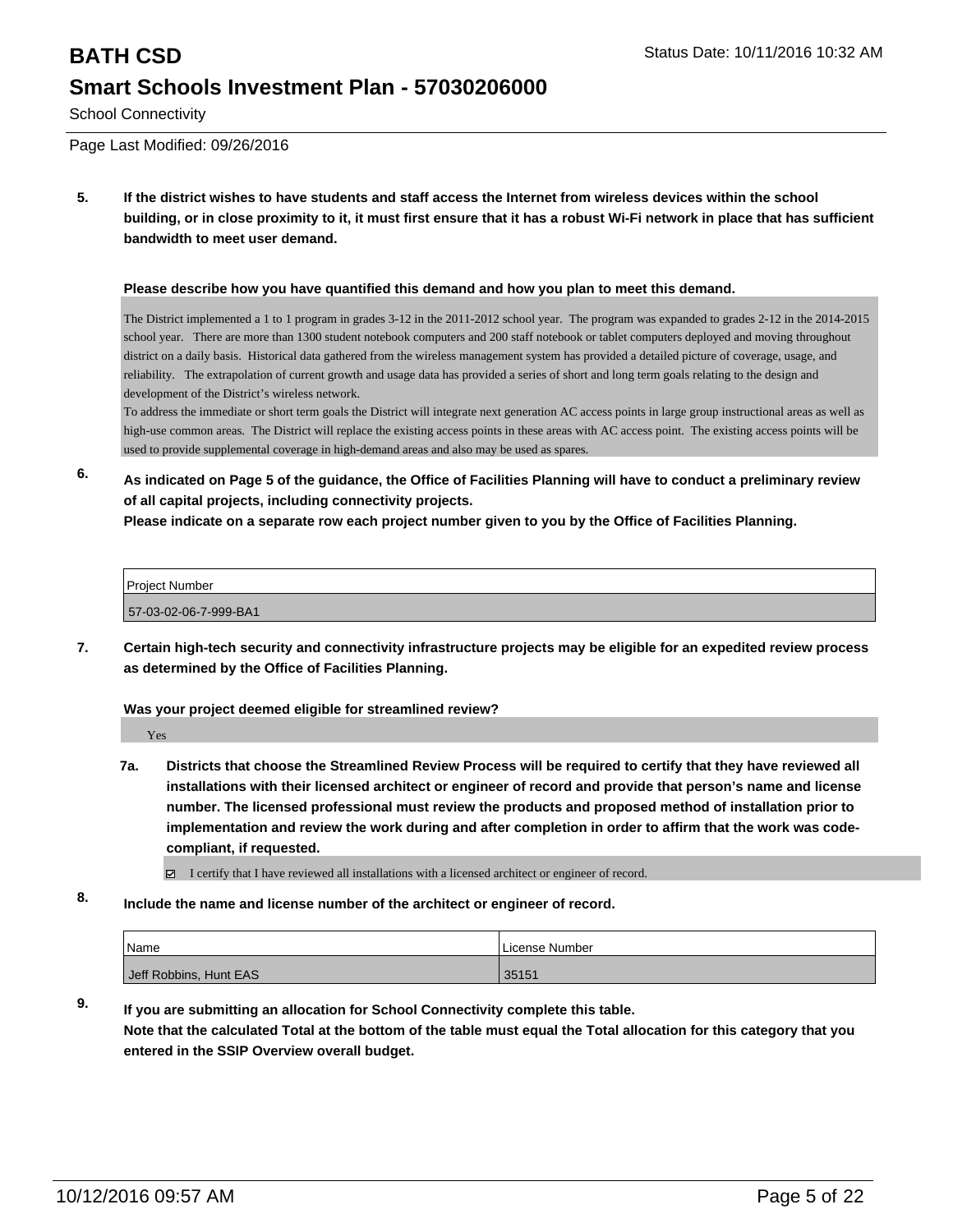# BATH CSD

## Smart Schools Investment Plan - 57030206000

School Connectivity

Page Last Modified: 09/26/2016

**5. If the district wishes to have students and staff access the Internet from wireless devices within the school building, or in close proximity to it, it must first ensure that it has a robust Wi-Fi network in place that has sufficient bandwidth to meet user demand.**

**Please describe how you have quantified this demand and how you plan to meet this demand.**

The District implemented a 1 to 1 program in grades 3-12 in the 2011-2012 school year. The program was expanded to grades 2-12 in the 2014-2015 school year. There are more than 1300 student notebook computers and 200 staff notebook or tablet computers deployed and moving throughout district on a daily basis. Historical data gathered from the wireless management system has provided a detailed picture of coverage, usage, and reliability. The extrapolation of current growth and usage data has provided a series of short and long term goals relating to the design and development of the District's wireless network.
To address the immediate or short term goals the District will integrate next generation AC access points in large group instructional areas as well as high-use common areas. The District will replace the existing access points in these areas with AC access point. The existing access points will be used to provide supplemental coverage in high-demand areas and also may be used as spares.

**6. As indicated on Page 5 of the guidance, the Office of Facilities Planning will have to conduct a preliminary review of all capital projects, including connectivity projects.**
**Please indicate on a separate row each project number given to you by the Office of Facilities Planning.**

| Project Number |
|---|
| 57-03-02-06-7-999-BA1 |

**7. Certain high-tech security and connectivity infrastructure projects may be eligible for an expedited review process as determined by the Office of Facilities Planning.**

**Was your project deemed eligible for streamlined review?**

Yes

**7a. Districts that choose the Streamlined Review Process will be required to certify that they have reviewed all installations with their licensed architect or engineer of record and provide that person's name and license number. The licensed professional must review the products and proposed method of installation prior to implementation and review the work during and after completion in order to affirm that the work was code-compliant, if requested.**

☑ I certify that I have reviewed all installations with a licensed architect or engineer of record.

**8. Include the name and license number of the architect or engineer of record.**

| Name | License Number |
|---|---|
| Jeff Robbins, Hunt EAS | 35151 |

**9. If you are submitting an allocation for School Connectivity complete this table.**
**Note that the calculated Total at the bottom of the table must equal the Total allocation for this category that you entered in the SSIP Overview overall budget.**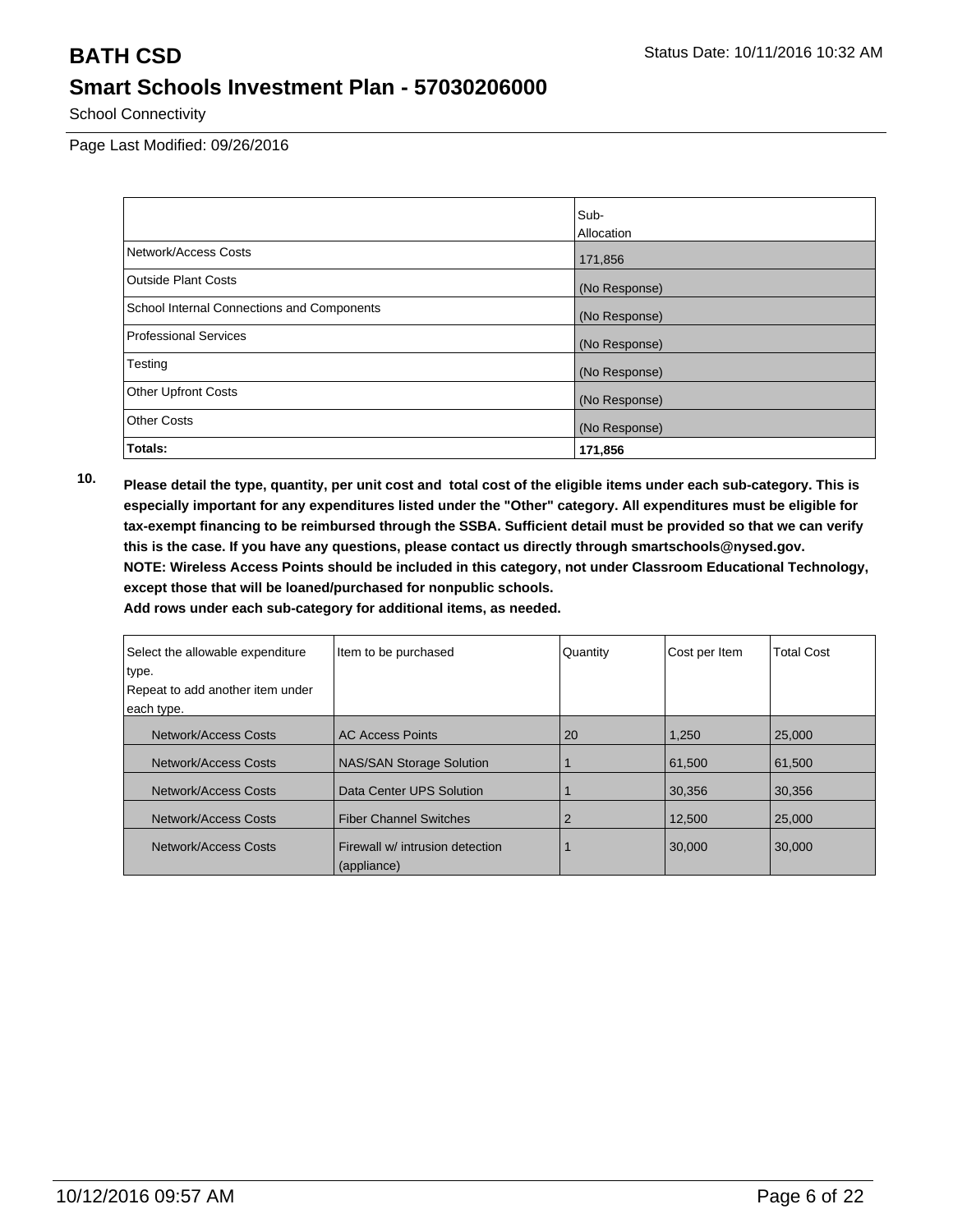# BATH CSD

Status Date: 10/11/2016 10:32 AM

## Smart Schools Investment Plan - 57030206000

School Connectivity

Page Last Modified: 09/26/2016

| | Sub-Allocation |
|---|---|
| Network/Access Costs | 171,856 |
| Outside Plant Costs | (No Response) |
| School Internal Connections and Components | (No Response) |
| Professional Services | (No Response) |
| Testing | (No Response) |
| Other Upfront Costs | (No Response) |
| Other Costs | (No Response) |
| **Totals:** | **171,856** |

**10. Please detail the type, quantity, per unit cost and total cost of the eligible items under each sub-category. This is especially important for any expenditures listed under the "Other" category. All expenditures must be eligible for tax-exempt financing to be reimbursed through the SSBA. Sufficient detail must be provided so that we can verify this is the case. If you have any questions, please contact us directly through smartschools@nysed.gov.**
**NOTE: Wireless Access Points should be included in this category, not under Classroom Educational Technology, except those that will be loaned/purchased for nonpublic schools.**
**Add rows under each sub-category for additional items, as needed.**

| Select the allowable expenditure type. Repeat to add another item under each type. | Item to be purchased | Quantity | Cost per Item | Total Cost |
|---|---|---|---|---|
| Network/Access Costs | AC Access Points | 20 | 1,250 | 25,000 |
| Network/Access Costs | NAS/SAN Storage Solution | 1 | 61,500 | 61,500 |
| Network/Access Costs | Data Center UPS Solution | 1 | 30,356 | 30,356 |
| Network/Access Costs | Fiber Channel Switches | 2 | 12,500 | 25,000 |
| Network/Access Costs | Firewall w/ intrusion detection (appliance) | 1 | 30,000 | 30,000 |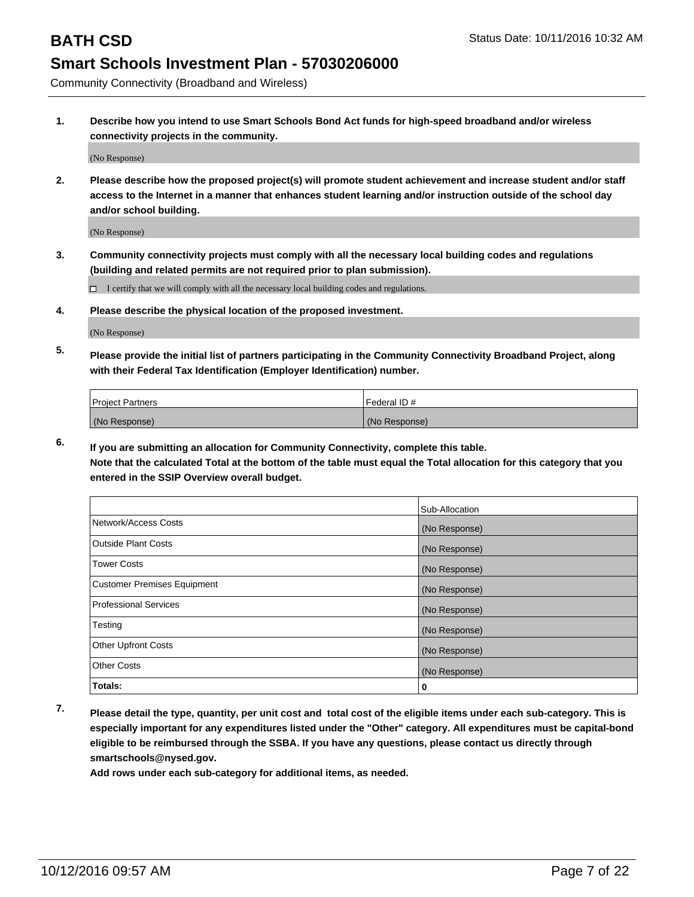# BATH CSD

Status Date: 10/11/2016 10:32 AM

## Smart Schools Investment Plan - 57030206000

Community Connectivity (Broadband and Wireless)

**1. Describe how you intend to use Smart Schools Bond Act funds for high-speed broadband and/or wireless connectivity projects in the community.**

(No Response)

**2. Please describe how the proposed project(s) will promote student achievement and increase student and/or staff access to the Internet in a manner that enhances student learning and/or instruction outside of the school day and/or school building.**

(No Response)

**3. Community connectivity projects must comply with all the necessary local building codes and regulations (building and related permits are not required prior to plan submission).**

☐ I certify that we will comply with all the necessary local building codes and regulations.

**4. Please describe the physical location of the proposed investment.**

(No Response)

**5. Please provide the initial list of partners participating in the Community Connectivity Broadband Project, along with their Federal Tax Identification (Employer Identification) number.**

| Project Partners | Federal ID # |
|---|---|
| (No Response) | (No Response) |

**6. If you are submitting an allocation for Community Connectivity, complete this table.**
**Note that the calculated Total at the bottom of the table must equal the Total allocation for this category that you entered in the SSIP Overview overall budget.**

| | Sub-Allocation |
|---|---|
| Network/Access Costs | (No Response) |
| Outside Plant Costs | (No Response) |
| Tower Costs | (No Response) |
| Customer Premises Equipment | (No Response) |
| Professional Services | (No Response) |
| Testing | (No Response) |
| Other Upfront Costs | (No Response) |
| Other Costs | (No Response) |
| **Totals:** | **0** |

**7. Please detail the type, quantity, per unit cost and total cost of the eligible items under each sub-category. This is especially important for any expenditures listed under the "Other" category. All expenditures must be capital-bond eligible to be reimbursed through the SSBA. If you have any questions, please contact us directly through smartschools@nysed.gov.**

**Add rows under each sub-category for additional items, as needed.**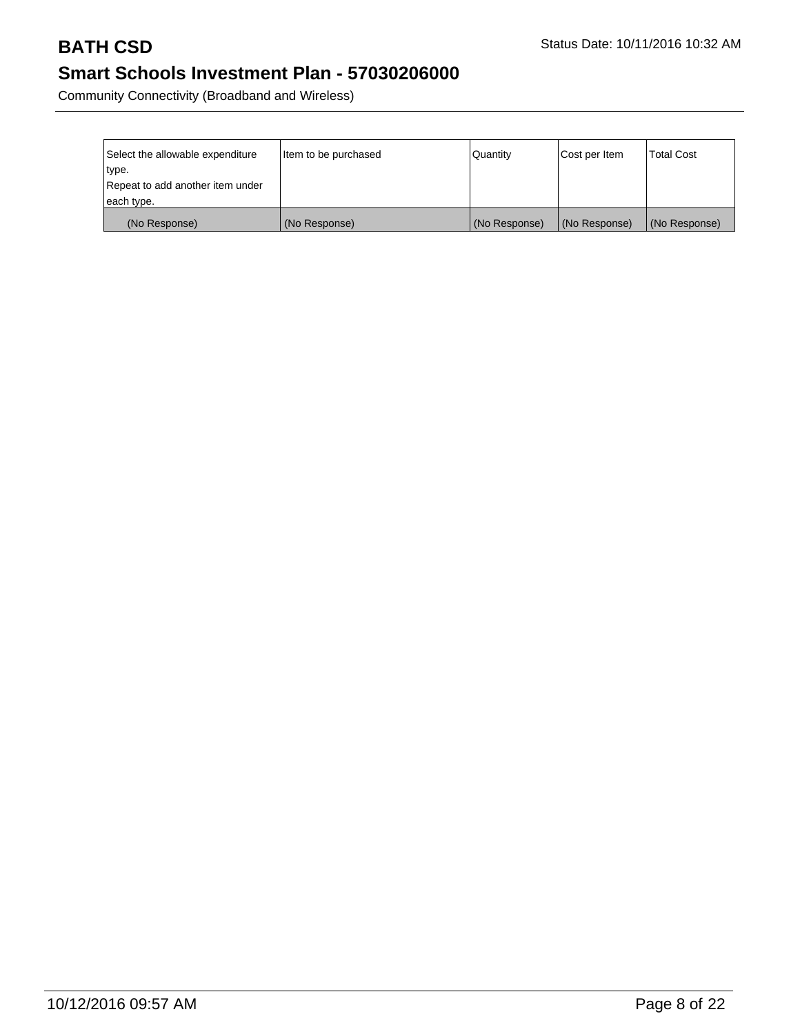| Select the allowable expenditure type.<br>Repeat to add another item under each type. | Item to be purchased | Quantity | Cost per Item | Total Cost |
| --- | --- | --- | --- | --- |
| (No Response) | (No Response) | (No Response) | (No Response) | (No Response) |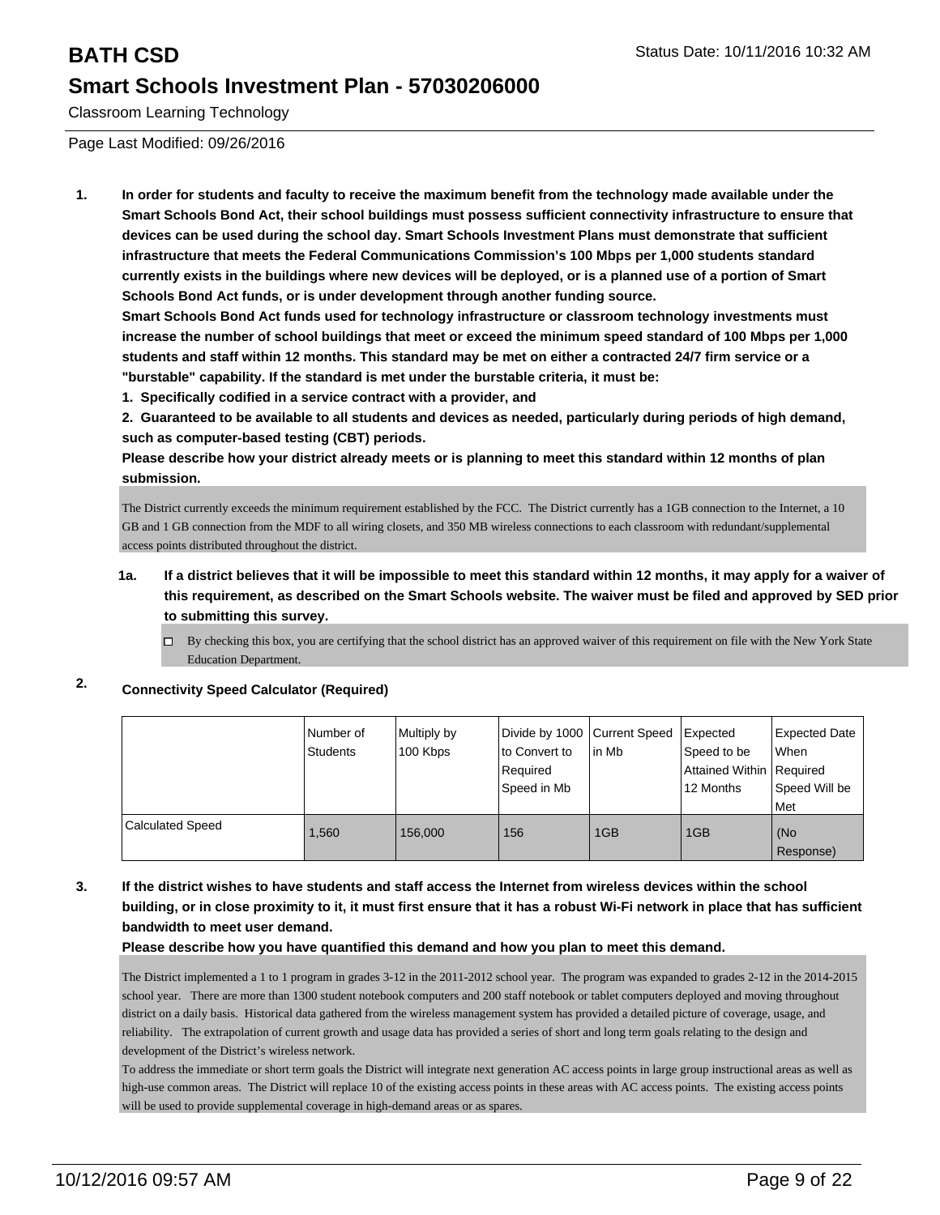# BATH CSD

Status Date: 10/11/2016 10:32 AM

## Smart Schools Investment Plan - 57030206000

Classroom Learning Technology

Page Last Modified: 09/26/2016

**1. In order for students and faculty to receive the maximum benefit from the technology made available under the Smart Schools Bond Act, their school buildings must possess sufficient connectivity infrastructure to ensure that devices can be used during the school day. Smart Schools Investment Plans must demonstrate that sufficient infrastructure that meets the Federal Communications Commission's 100 Mbps per 1,000 students standard currently exists in the buildings where new devices will be deployed, or is a planned use of a portion of Smart Schools Bond Act funds, or is under development through another funding source.**

**Smart Schools Bond Act funds used for technology infrastructure or classroom technology investments must increase the number of school buildings that meet or exceed the minimum speed standard of 100 Mbps per 1,000 students and staff within 12 months. This standard may be met on either a contracted 24/7 firm service or a "burstable" capability. If the standard is met under the burstable criteria, it must be:**

**1. Specifically codified in a service contract with a provider, and**

**2. Guaranteed to be available to all students and devices as needed, particularly during periods of high demand, such as computer-based testing (CBT) periods.**

**Please describe how your district already meets or is planning to meet this standard within 12 months of plan submission.**

The District currently exceeds the minimum requirement established by the FCC. The District currently has a 1GB connection to the Internet, a 10 GB and 1 GB connection from the MDF to all wiring closets, and 350 MB wireless connections to each classroom with redundant/supplemental access points distributed throughout the district.

**1a. If a district believes that it will be impossible to meet this standard within 12 months, it may apply for a waiver of this requirement, as described on the Smart Schools website. The waiver must be filed and approved by SED prior to submitting this survey.**

☐ By checking this box, you are certifying that the school district has an approved waiver of this requirement on file with the New York State Education Department.

**2. Connectivity Speed Calculator (Required)**

| | Number of Students | Multiply by 100 Kbps | Divide by 1000 to Convert to Required Speed in Mb | Current Speed in Mb | Expected Speed to be Attained Within 12 Months | Expected Date When Required Speed Will be Met |
|---|---|---|---|---|---|---|
| Calculated Speed | 1,560 | 156,000 | 156 | 1GB | 1GB | (No Response) |

**3. If the district wishes to have students and staff access the Internet from wireless devices within the school building, or in close proximity to it, it must first ensure that it has a robust Wi-Fi network in place that has sufficient bandwidth to meet user demand.**

**Please describe how you have quantified this demand and how you plan to meet this demand.**

The District implemented a 1 to 1 program in grades 3-12 in the 2011-2012 school year. The program was expanded to grades 2-12 in the 2014-2015 school year. There are more than 1300 student notebook computers and 200 staff notebook or tablet computers deployed and moving throughout district on a daily basis. Historical data gathered from the wireless management system has provided a detailed picture of coverage, usage, and reliability. The extrapolation of current growth and usage data has provided a series of short and long term goals relating to the design and development of the District's wireless network.

To address the immediate or short term goals the District will integrate next generation AC access points in large group instructional areas as well as high-use common areas. The District will replace 10 of the existing access points in these areas with AC access points. The existing access points will be used to provide supplemental coverage in high-demand areas or as spares.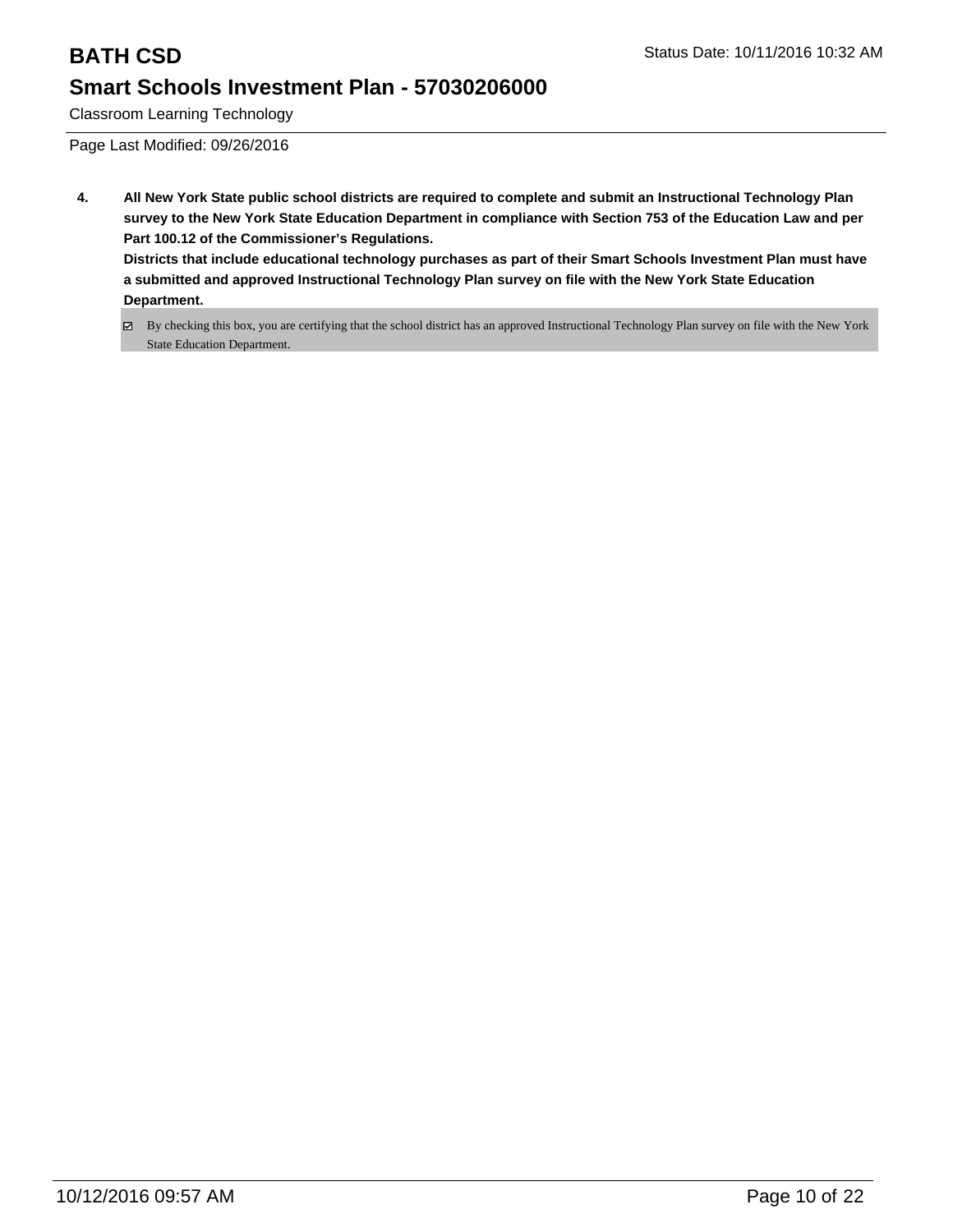# BATH CSD

## Smart Schools Investment Plan - 57030206000

Classroom Learning Technology

Page Last Modified: 09/26/2016

**4. All New York State public school districts are required to complete and submit an Instructional Technology Plan survey to the New York State Education Department in compliance with Section 753 of the Education Law and per Part 100.12 of the Commissioner's Regulations.**

**Districts that include educational technology purchases as part of their Smart Schools Investment Plan must have a submitted and approved Instructional Technology Plan survey on file with the New York State Education Department.**

- [x] By checking this box, you are certifying that the school district has an approved Instructional Technology Plan survey on file with the New York State Education Department.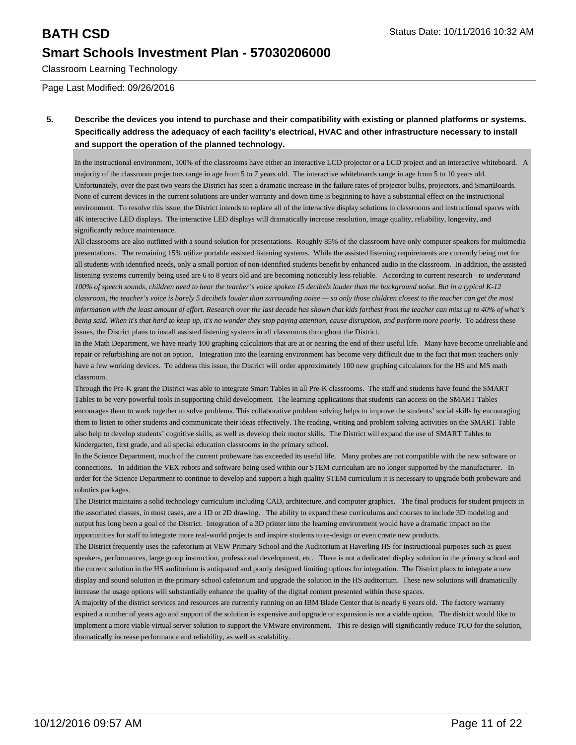**5. Describe the devices you intend to purchase and their compatibility with existing or planned platforms or systems. Specifically address the adequacy of each facility's electrical, HVAC and other infrastructure necessary to install and support the operation of the planned technology.**

In the instructional environment, 100% of the classrooms have either an interactive LCD projector or a LCD project and an interactive whiteboard. A majority of the classroom projectors range in age from 5 to 7 years old. The interactive whiteboards range in age from 5 to 10 years old. Unfortunately, over the past two years the District has seen a dramatic increase in the failure rates of projector bulbs, projectors, and SmartBoards. None of current devices in the current solutions are under warranty and down time is beginning to have a substantial effect on the instructional environment. To resolve this issue, the District intends to replace all of the interactive display solutions in classrooms and instructional spaces with 4K interactive LED displays. The interactive LED displays will dramatically increase resolution, image quality, reliability, longevity, and significantly reduce maintenance.

All classrooms are also outfitted with a sound solution for presentations. Roughly 85% of the classroom have only computer speakers for multimedia presentations. The remaining 15% utilize portable assisted listening systems. While the assisted listening requirements are currently being met for all students with identified needs, only a small portion of non-identified students benefit by enhanced audio in the classroom. In addition, the assisted listening systems currently being used are 6 to 8 years old and are becoming noticeably less reliable. According to current research - *to understand 100% of speech sounds, children need to hear the teacher's voice spoken 15 decibels louder than the background noise. But in a typical K-12 classroom, the teacher's voice is barely 5 decibels louder than surrounding noise — so only those children closest to the teacher can get the most information with the least amount of effort. Research over the last decade has shown that kids farthest from the teacher can miss up to 40% of what's being said. When it's that hard to keep up, it's no wonder they stop paying attention, cause disruption, and perform more poorly.* To address these issues, the District plans to install assisted listening systems in all classrooms throughout the District.

In the Math Department, we have nearly 100 graphing calculators that are at or nearing the end of their useful life. Many have become unreliable and repair or refurbishing are not an option. Integration into the learning environment has become very difficult due to the fact that most teachers only have a few working devices. To address this issue, the District will order approximately 100 new graphing calculators for the HS and MS math classroom.

Through the Pre-K grant the District was able to integrate Smart Tables in all Pre-K classrooms. The staff and students have found the SMART Tables to be very powerful tools in supporting child development. The learning applications that students can access on the SMART Tables encourages them to work together to solve problems. This collaborative problem solving helps to improve the students' social skills by encouraging them to listen to other students and communicate their ideas effectively. The reading, writing and problem solving activities on the SMART Table also help to develop students' cognitive skills, as well as develop their motor skills. The District will expand the use of SMART Tables to kindergarten, first grade, and all special education classrooms in the primary school.

In the Science Department, much of the current probeware has exceeded its useful life. Many probes are not compatible with the new software or connections. In addition the VEX robots and software being used within our STEM curriculum are no longer supported by the manufacturer. In order for the Science Department to continue to develop and support a high quality STEM curriculum it is necessary to upgrade both probeware and robotics packages.

The District maintains a solid technology curriculum including CAD, architecture, and computer graphics. The final products for student projects in the associated classes, in most cases, are a 1D or 2D drawing. The ability to expand these curriculums and courses to include 3D modeling and output has long been a goal of the District. Integration of a 3D printer into the learning environment would have a dramatic impact on the opportunities for staff to integrate more real-world projects and inspire students to re-design or even create new products.

The District frequently uses the cafetorium at VEW Primary School and the Auditorium at Haverling HS for instructional purposes such as guest speakers, performances, large group instruction, professional development, etc. There is not a dedicated display solution in the primary school and the current solution in the HS auditorium is antiquated and poorly designed limiting options for integration. The District plans to integrate a new display and sound solution in the primary school cafetorium and upgrade the solution in the HS auditorium. These new solutions will dramatically increase the usage options will substantially enhance the quality of the digital content presented within these spaces.

A majority of the district services and resources are currently running on an IBM Blade Center that is nearly 6 years old. The factory warranty expired a number of years ago and support of the solution is expensive and upgrade or expansion is not a viable option. The district would like to implement a more viable virtual server solution to support the VMware environment. This re-design will significantly reduce TCO for the solution, dramatically increase performance and reliability, as well as scalability.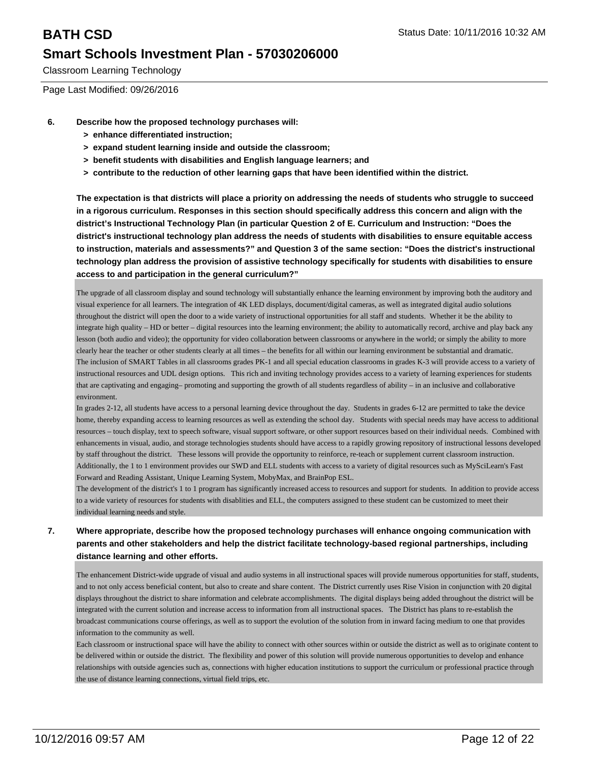**6. Describe how the proposed technology purchases will:**

- **> enhance differentiated instruction;**
- **> expand student learning inside and outside the classroom;**
- **> benefit students with disabilities and English language learners; and**
- **> contribute to the reduction of other learning gaps that have been identified within the district.**

**The expectation is that districts will place a priority on addressing the needs of students who struggle to succeed in a rigorous curriculum. Responses in this section should specifically address this concern and align with the district's Instructional Technology Plan (in particular Question 2 of E. Curriculum and Instruction: "Does the district's instructional technology plan address the needs of students with disabilities to ensure equitable access to instruction, materials and assessments?" and Question 3 of the same section: "Does the district's instructional technology plan address the provision of assistive technology specifically for students with disabilities to ensure access to and participation in the general curriculum?"**

The upgrade of all classroom display and sound technology will substantially enhance the learning environment by improving both the auditory and visual experience for all learners. The integration of 4K LED displays, document/digital cameras, as well as integrated digital audio solutions throughout the district will open the door to a wide variety of instructional opportunities for all staff and students. Whether it be the ability to integrate high quality – HD or better – digital resources into the learning environment; the ability to automatically record, archive and play back any lesson (both audio and video); the opportunity for video collaboration between classrooms or anywhere in the world; or simply the ability to more clearly hear the teacher or other students clearly at all times – the benefits for all within our learning environment be substantial and dramatic.
The inclusion of SMART Tables in all classrooms grades PK-1 and all special education classrooms in grades K-3 will provide access to a variety of instructional resources and UDL design options. This rich and inviting technology provides access to a variety of learning experiences for students that are captivating and engaging– promoting and supporting the growth of all students regardless of ability – in an inclusive and collaborative environment.
In grades 2-12, all students have access to a personal learning device throughout the day. Students in grades 6-12 are permitted to take the device home, thereby expanding access to learning resources as well as extending the school day. Students with special needs may have access to additional resources – touch display, text to speech software, visual support software, or other support resources based on their individual needs. Combined with enhancements in visual, audio, and storage technologies students should have access to a rapidly growing repository of instructional lessons developed by staff throughout the district. These lessons will provide the opportunity to reinforce, re-teach or supplement current classroom instruction.
Additionally, the 1 to 1 environment provides our SWD and ELL students with access to a variety of digital resources such as MySciLearn's Fast Forward and Reading Assistant, Unique Learning System, MobyMax, and BrainPop ESL.
The development of the district's 1 to 1 program has significantly increased access to resources and support for students. In addition to provide access to a wide variety of resources for students with disablities and ELL, the computers assigned to these student can be customized to meet their individual learning needs and style.

**7. Where appropriate, describe how the proposed technology purchases will enhance ongoing communication with parents and other stakeholders and help the district facilitate technology-based regional partnerships, including distance learning and other efforts.**

The enhancement District-wide upgrade of visual and audio systems in all instructional spaces will provide numerous opportunities for staff, students, and to not only access beneficial content, but also to create and share content. The District currently uses Rise Vision in conjunction with 20 digital displays throughout the district to share information and celebrate accomplishments. The digital displays being added throughout the district will be integrated with the current solution and increase access to information from all instructional spaces. The District has plans to re-establish the broadcast communications course offerings, as well as to support the evolution of the solution from in inward facing medium to one that provides information to the community as well.
Each classroom or instructional space will have the ability to connect with other sources within or outside the district as well as to originate content to be delivered within or outside the district. The flexibility and power of this solution will provide numerous opportunities to develop and enhance relationships with outside agencies such as, connections with higher education institutions to support the curriculum or professional practice through the use of distance learning connections, virtual field trips, etc.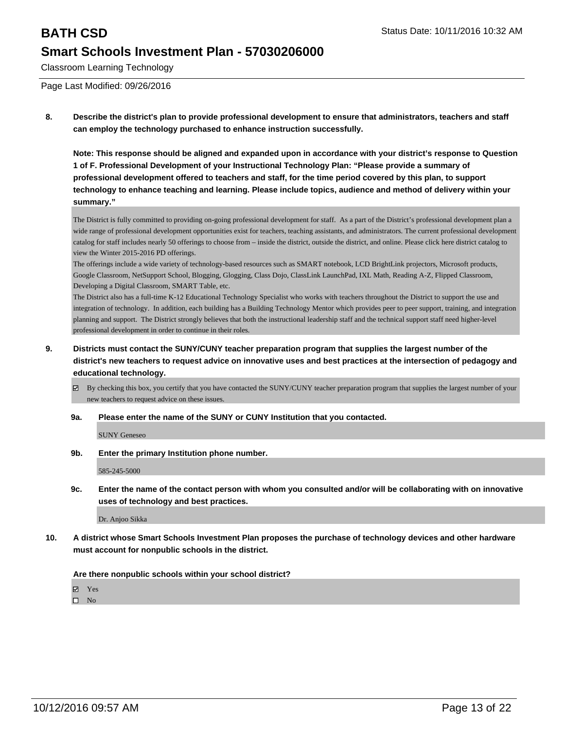**8. Describe the district's plan to provide professional development to ensure that administrators, teachers and staff can employ the technology purchased to enhance instruction successfully.**

**Note: This response should be aligned and expanded upon in accordance with your district's response to Question 1 of F. Professional Development of your Instructional Technology Plan: "Please provide a summary of professional development offered to teachers and staff, for the time period covered by this plan, to support technology to enhance teaching and learning. Please include topics, audience and method of delivery within your summary."**

The District is fully committed to providing on-going professional development for staff. As a part of the District's professional development plan a wide range of professional development opportunities exist for teachers, teaching assistants, and administrators. The current professional development catalog for staff includes nearly 50 offerings to choose from – inside the district, outside the district, and online. Please click here district catalog to view the Winter 2015-2016 PD offerings.

The offerings include a wide variety of technology-based resources such as SMART notebook, LCD BrightLink projectors, Microsoft products, Google Classroom, NetSupport School, Blogging, Glogging, Class Dojo, ClassLink LaunchPad, IXL Math, Reading A-Z, Flipped Classroom, Developing a Digital Classroom, SMART Table, etc.

The District also has a full-time K-12 Educational Technology Specialist who works with teachers throughout the District to support the use and integration of technology. In addition, each building has a Building Technology Mentor which provides peer to peer support, training, and integration planning and support. The District strongly believes that both the instructional leadership staff and the technical support staff need higher-level professional development in order to continue in their roles.

**9. Districts must contact the SUNY/CUNY teacher preparation program that supplies the largest number of the district's new teachers to request advice on innovative uses and best practices at the intersection of pedagogy and educational technology.**

☑ By checking this box, you certify that you have contacted the SUNY/CUNY teacher preparation program that supplies the largest number of your new teachers to request advice on these issues.

**9a. Please enter the name of the SUNY or CUNY Institution that you contacted.**

SUNY Geneseo

**9b. Enter the primary Institution phone number.**

585-245-5000

**9c. Enter the name of the contact person with whom you consulted and/or will be collaborating with on innovative uses of technology and best practices.**

Dr. Anjoo Sikka

**10. A district whose Smart Schools Investment Plan proposes the purchase of technology devices and other hardware must account for nonpublic schools in the district.**

**Are there nonpublic schools within your school district?**

☑ Yes
☐ No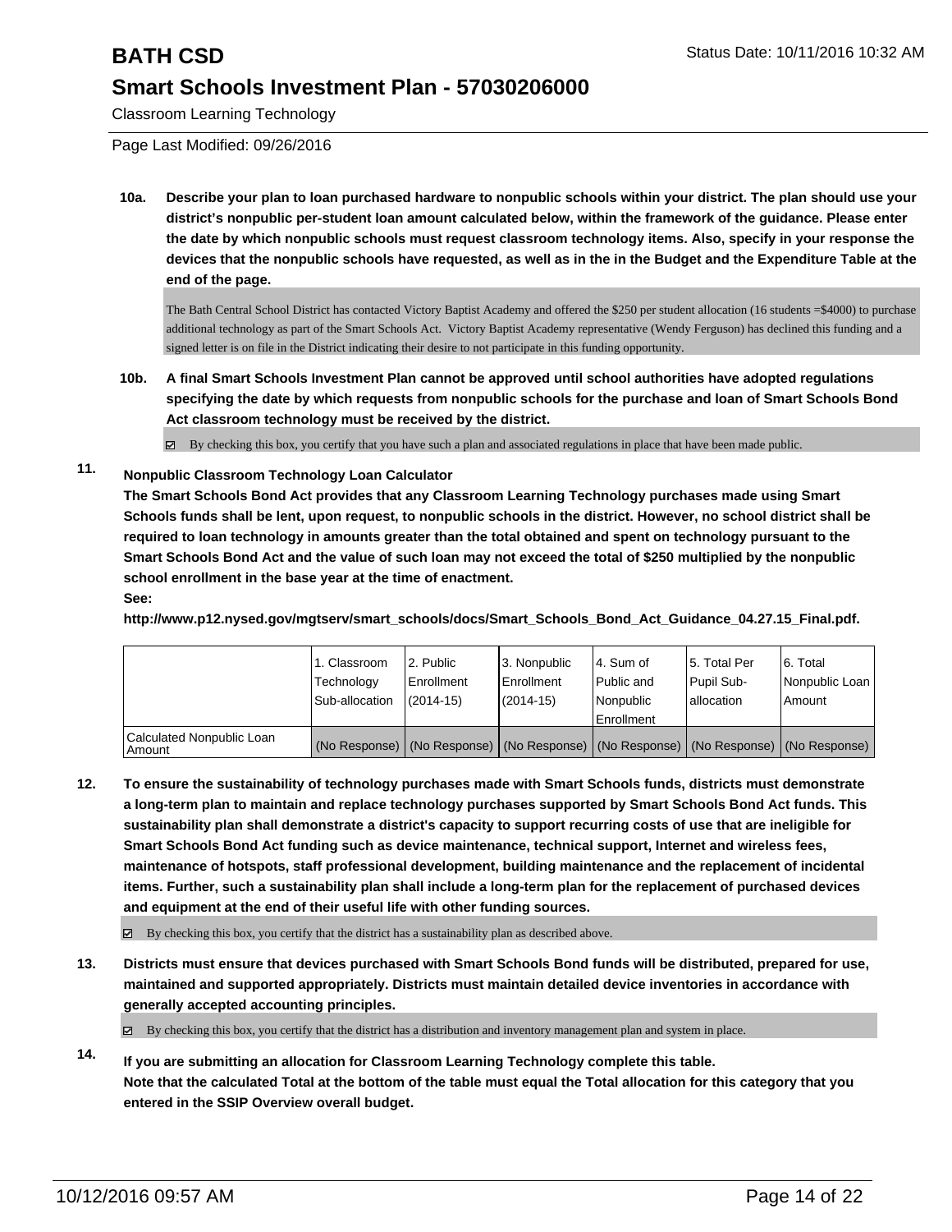10a. **Describe your plan to loan purchased hardware to nonpublic schools within your district. The plan should use your district's nonpublic per-student loan amount calculated below, within the framework of the guidance. Please enter the date by which nonpublic schools must request classroom technology items. Also, specify in your response the devices that the nonpublic schools have requested, as well as in the in the Budget and the Expenditure Table at the end of the page.**

The Bath Central School District has contacted Victory Baptist Academy and offered the $250 per student allocation (16 students =$4000) to purchase additional technology as part of the Smart Schools Act. Victory Baptist Academy representative (Wendy Ferguson) has declined this funding and a signed letter is on file in the District indicating their desire to not participate in this funding opportunity.

10b. **A final Smart Schools Investment Plan cannot be approved until school authorities have adopted regulations specifying the date by which requests from nonpublic schools for the purchase and loan of Smart Schools Bond Act classroom technology must be received by the district.**

☑ By checking this box, you certify that you have such a plan and associated regulations in place that have been made public.

11. **Nonpublic Classroom Technology Loan Calculator**
**The Smart Schools Bond Act provides that any Classroom Learning Technology purchases made using Smart Schools funds shall be lent, upon request, to nonpublic schools in the district. However, no school district shall be required to loan technology in amounts greater than the total obtained and spent on technology pursuant to the Smart Schools Bond Act and the value of such loan may not exceed the total of $250 multiplied by the nonpublic school enrollment in the base year at the time of enactment.**
**See:**
**http://www.p12.nysed.gov/mgtserv/smart_schools/docs/Smart_Schools_Bond_Act_Guidance_04.27.15_Final.pdf.**

| | 1. Classroom Technology Sub-allocation | 2. Public Enrollment (2014-15) | 3. Nonpublic Enrollment (2014-15) | 4. Sum of Public and Nonpublic Enrollment | 5. Total Per Pupil Sub-allocation | 6. Total Nonpublic Loan Amount |
|---|---|---|---|---|---|---|
| Calculated Nonpublic Loan Amount | (No Response) | (No Response) | (No Response) | (No Response) | (No Response) | (No Response) |

12. **To ensure the sustainability of technology purchases made with Smart Schools funds, districts must demonstrate a long-term plan to maintain and replace technology purchases supported by Smart Schools Bond Act funds. This sustainability plan shall demonstrate a district's capacity to support recurring costs of use that are ineligible for Smart Schools Bond Act funding such as device maintenance, technical support, Internet and wireless fees, maintenance of hotspots, staff professional development, building maintenance and the replacement of incidental items. Further, such a sustainability plan shall include a long-term plan for the replacement of purchased devices and equipment at the end of their useful life with other funding sources.**

☑ By checking this box, you certify that the district has a sustainability plan as described above.

13. **Districts must ensure that devices purchased with Smart Schools Bond funds will be distributed, prepared for use, maintained and supported appropriately. Districts must maintain detailed device inventories in accordance with generally accepted accounting principles.**

☑ By checking this box, you certify that the district has a distribution and inventory management plan and system in place.

14. **If you are submitting an allocation for Classroom Learning Technology complete this table.**
**Note that the calculated Total at the bottom of the table must equal the Total allocation for this category that you entered in the SSIP Overview overall budget.**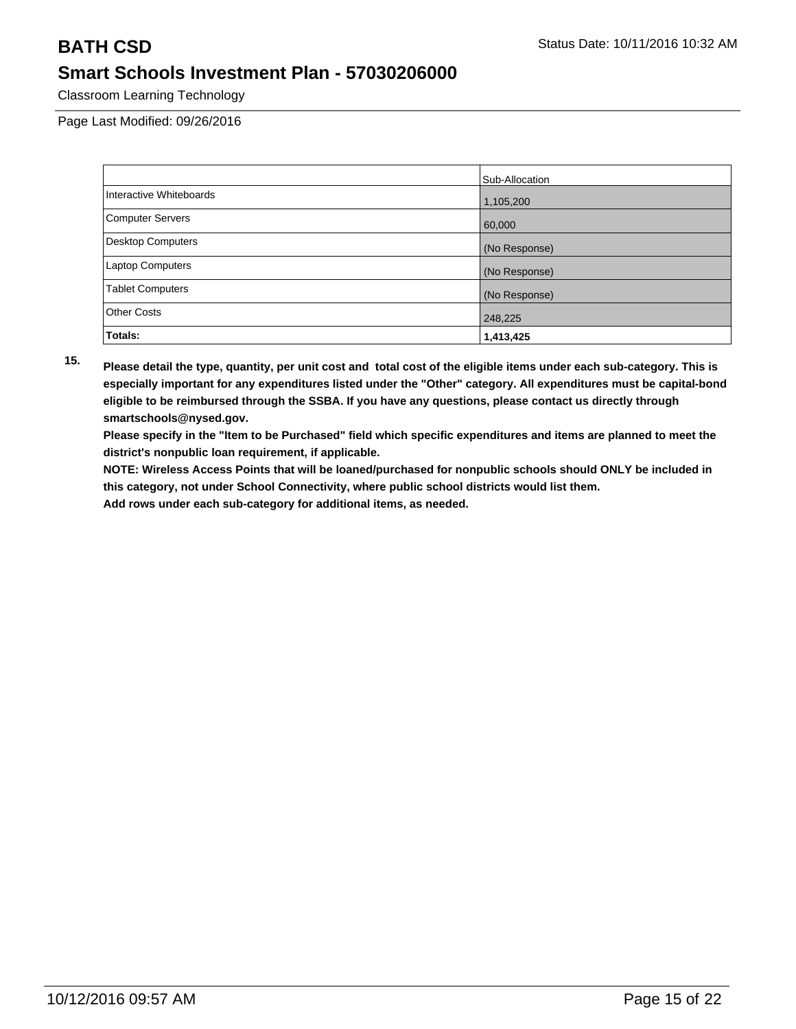| | Sub-Allocation |
|---|---|
| Interactive Whiteboards | 1,105,200 |
| Computer Servers | 60,000 |
| Desktop Computers | (No Response) |
| Laptop Computers | (No Response) |
| Tablet Computers | (No Response) |
| Other Costs | 248,225 |
| **Totals:** | **1,413,425** |

**15.** **Please detail the type, quantity, per unit cost and total cost of the eligible items under each sub-category. This is especially important for any expenditures listed under the "Other" category. All expenditures must be capital-bond eligible to be reimbursed through the SSBA. If you have any questions, please contact us directly through smartschools@nysed.gov.**

**Please specify in the "Item to be Purchased" field which specific expenditures and items are planned to meet the district's nonpublic loan requirement, if applicable.**

**NOTE: Wireless Access Points that will be loaned/purchased for nonpublic schools should ONLY be included in this category, not under School Connectivity, where public school districts would list them.**

**Add rows under each sub-category for additional items, as needed.**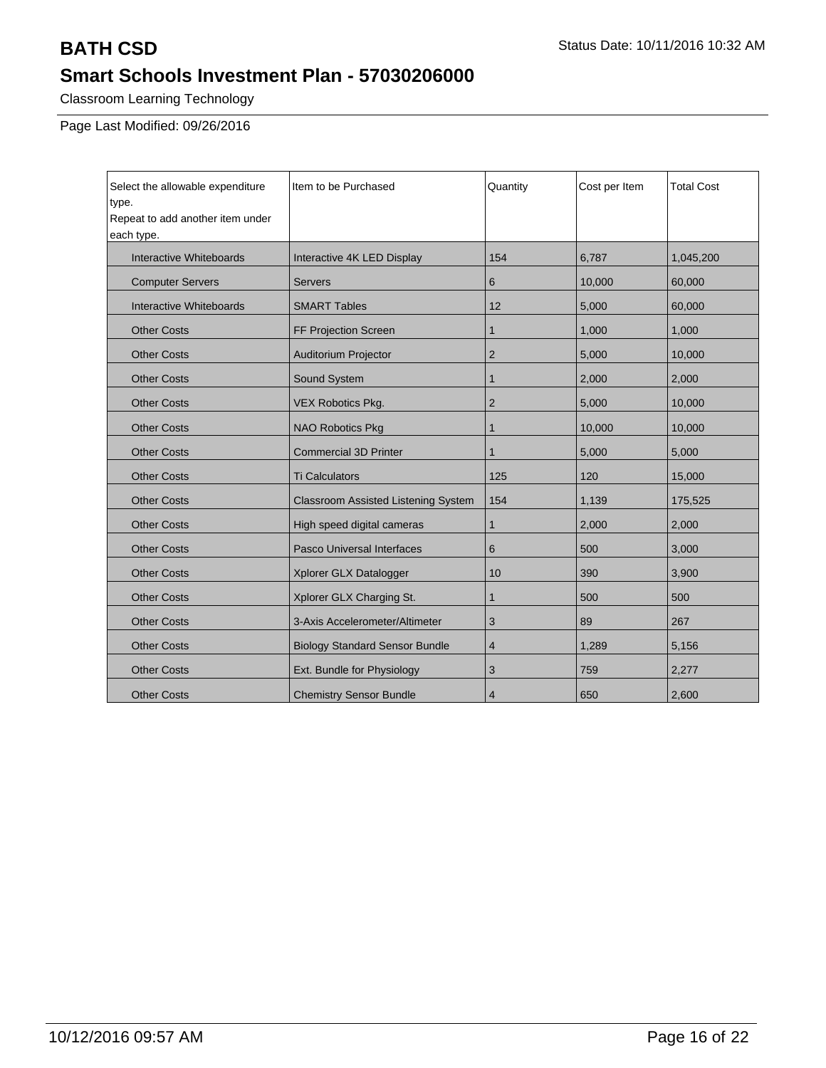# BATH CSD

Status Date: 10/11/2016 10:32 AM

## Smart Schools Investment Plan - 57030206000

Classroom Learning Technology

Page Last Modified: 09/26/2016

| Select the allowable expenditure type.<br>Repeat to add another item under each type. | Item to be Purchased | Quantity | Cost per Item | Total Cost |
|---|---|---|---|---|
| Interactive Whiteboards | Interactive 4K LED Display | 154 | 6,787 | 1,045,200 |
| Computer Servers | Servers | 6 | 10,000 | 60,000 |
| Interactive Whiteboards | SMART Tables | 12 | 5,000 | 60,000 |
| Other Costs | FF Projection Screen | 1 | 1,000 | 1,000 |
| Other Costs | Auditorium Projector | 2 | 5,000 | 10,000 |
| Other Costs | Sound System | 1 | 2,000 | 2,000 |
| Other Costs | VEX Robotics Pkg. | 2 | 5,000 | 10,000 |
| Other Costs | NAO Robotics Pkg | 1 | 10,000 | 10,000 |
| Other Costs | Commercial 3D Printer | 1 | 5,000 | 5,000 |
| Other Costs | Ti Calculators | 125 | 120 | 15,000 |
| Other Costs | Classroom Assisted Listening System | 154 | 1,139 | 175,525 |
| Other Costs | High speed digital cameras | 1 | 2,000 | 2,000 |
| Other Costs | Pasco Universal Interfaces | 6 | 500 | 3,000 |
| Other Costs | Xplorer GLX Datalogger | 10 | 390 | 3,900 |
| Other Costs | Xplorer GLX Charging St. | 1 | 500 | 500 |
| Other Costs | 3-Axis Accelerometer/Altimeter | 3 | 89 | 267 |
| Other Costs | Biology Standard Sensor Bundle | 4 | 1,289 | 5,156 |
| Other Costs | Ext. Bundle for Physiology | 3 | 759 | 2,277 |
| Other Costs | Chemistry Sensor Bundle | 4 | 650 | 2,600 |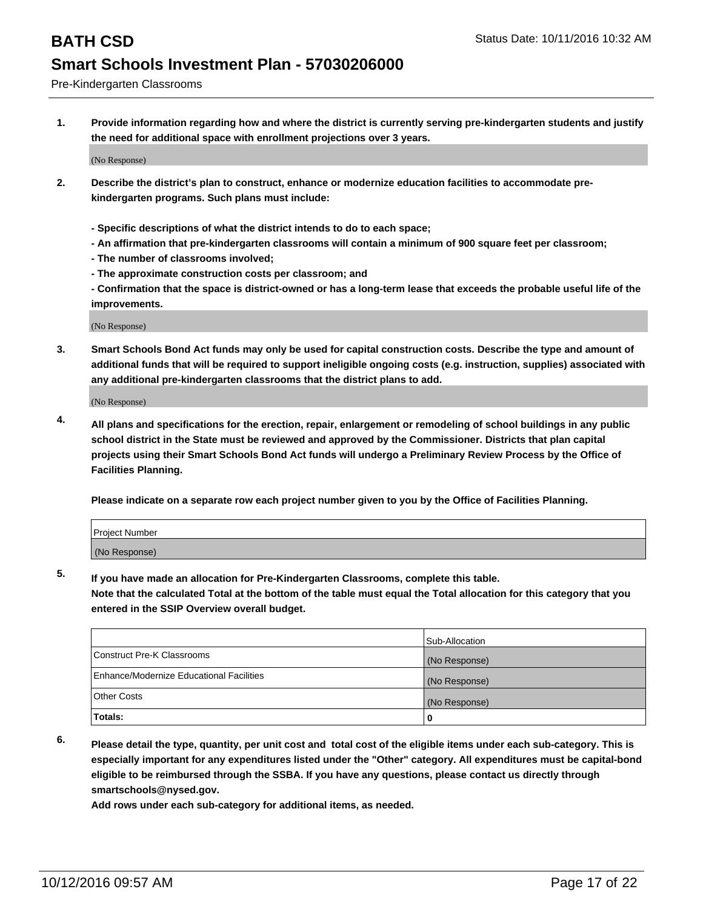# BATH CSD

## Smart Schools Investment Plan - 57030206000

Pre-Kindergarten Classrooms

Status Date: 10/11/2016 10:32 AM

**1. Provide information regarding how and where the district is currently serving pre-kindergarten students and justify the need for additional space with enrollment projections over 3 years.**

(No Response)

**2. Describe the district's plan to construct, enhance or modernize education facilities to accommodate pre-kindergarten programs. Such plans must include:**

**- Specific descriptions of what the district intends to do to each space;**
**- An affirmation that pre-kindergarten classrooms will contain a minimum of 900 square feet per classroom;**
**- The number of classrooms involved;**
**- The approximate construction costs per classroom; and**
**- Confirmation that the space is district-owned or has a long-term lease that exceeds the probable useful life of the improvements.**

(No Response)

**3. Smart Schools Bond Act funds may only be used for capital construction costs. Describe the type and amount of additional funds that will be required to support ineligible ongoing costs (e.g. instruction, supplies) associated with any additional pre-kindergarten classrooms that the district plans to add.**

(No Response)

**4. All plans and specifications for the erection, repair, enlargement or remodeling of school buildings in any public school district in the State must be reviewed and approved by the Commissioner. Districts that plan capital projects using their Smart Schools Bond Act funds will undergo a Preliminary Review Process by the Office of Facilities Planning.**

**Please indicate on a separate row each project number given to you by the Office of Facilities Planning.**

| Project Number |
| --- |
| (No Response) |

**5. If you have made an allocation for Pre-Kindergarten Classrooms, complete this table.**
**Note that the calculated Total at the bottom of the table must equal the Total allocation for this category that you entered in the SSIP Overview overall budget.**

| | Sub-Allocation |
| --- | --- |
| Construct Pre-K Classrooms | (No Response) |
| Enhance/Modernize Educational Facilities | (No Response) |
| Other Costs | (No Response) |
| **Totals:** | **0** |

**6. Please detail the type, quantity, per unit cost and total cost of the eligible items under each sub-category. This is especially important for any expenditures listed under the "Other" category. All expenditures must be capital-bond eligible to be reimbursed through the SSBA. If you have any questions, please contact us directly through smartschools@nysed.gov.**
**Add rows under each sub-category for additional items, as needed.**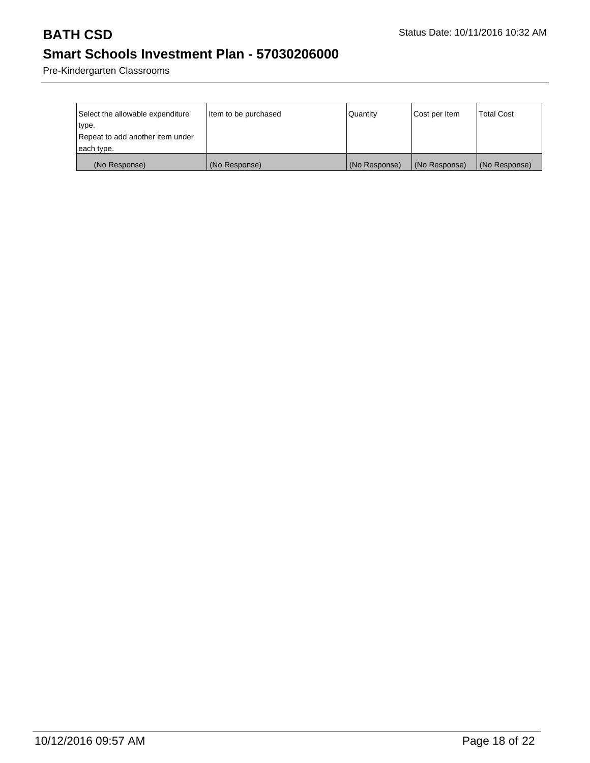| Select the allowable expenditure type. Repeat to add another item under each type. | Item to be purchased | Quantity | Cost per Item | Total Cost |
| --- | --- | --- | --- | --- |
| (No Response) | (No Response) | (No Response) | (No Response) | (No Response) |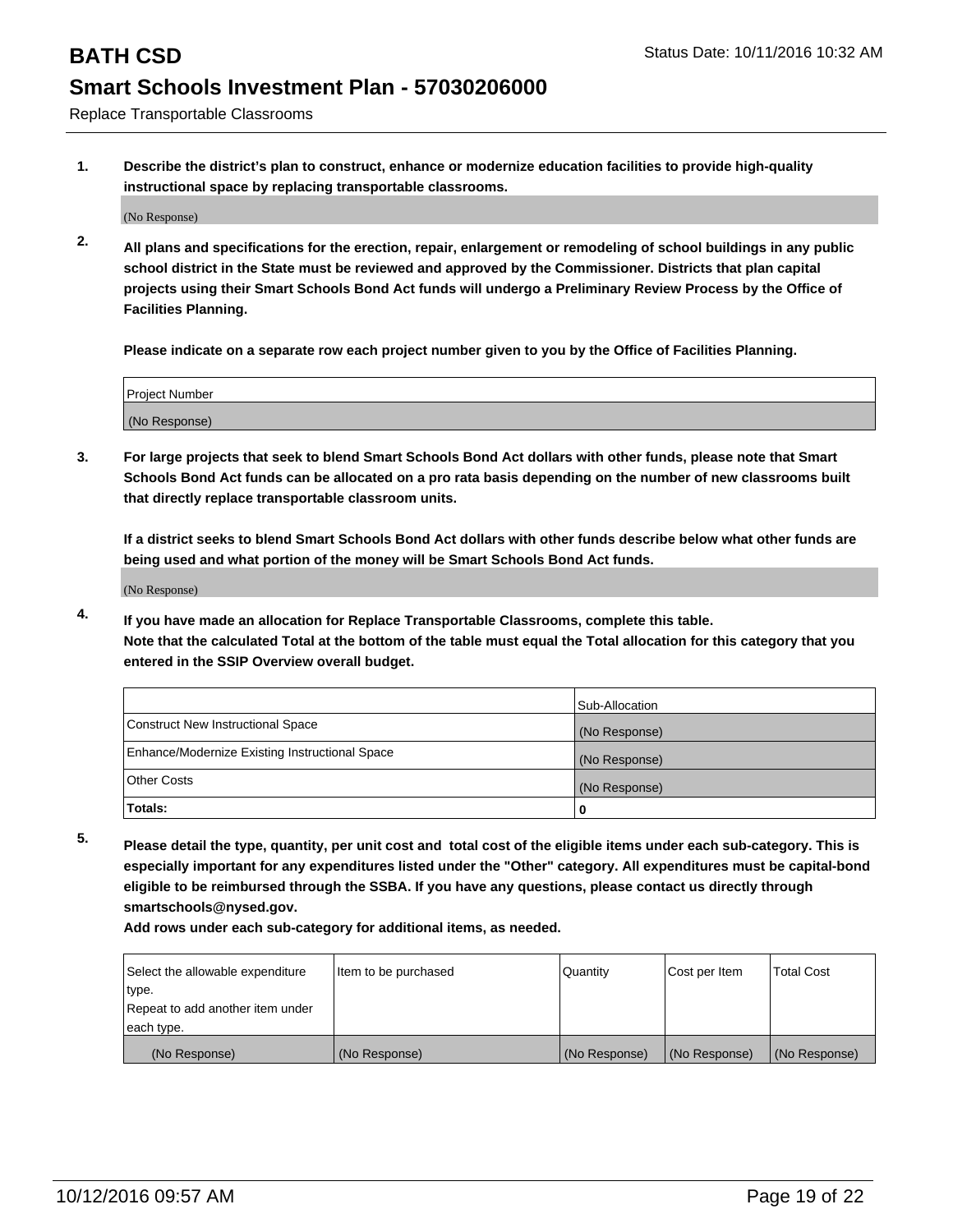# BATH CSD

Status Date: 10/11/2016 10:32 AM

## Smart Schools Investment Plan - 57030206000

Replace Transportable Classrooms

**1. Describe the district's plan to construct, enhance or modernize education facilities to provide high-quality instructional space by replacing transportable classrooms.**

(No Response)

**2. All plans and specifications for the erection, repair, enlargement or remodeling of school buildings in any public school district in the State must be reviewed and approved by the Commissioner. Districts that plan capital projects using their Smart Schools Bond Act funds will undergo a Preliminary Review Process by the Office of Facilities Planning.**

**Please indicate on a separate row each project number given to you by the Office of Facilities Planning.**

| Project Number |
| --- |
| (No Response) |

**3. For large projects that seek to blend Smart Schools Bond Act dollars with other funds, please note that Smart Schools Bond Act funds can be allocated on a pro rata basis depending on the number of new classrooms built that directly replace transportable classroom units.**

**If a district seeks to blend Smart Schools Bond Act dollars with other funds describe below what other funds are being used and what portion of the money will be Smart Schools Bond Act funds.**

(No Response)

**4. If you have made an allocation for Replace Transportable Classrooms, complete this table. Note that the calculated Total at the bottom of the table must equal the Total allocation for this category that you entered in the SSIP Overview overall budget.**

| | Sub-Allocation |
| --- | --- |
| Construct New Instructional Space | (No Response) |
| Enhance/Modernize Existing Instructional Space | (No Response) |
| Other Costs | (No Response) |
| **Totals:** | **0** |

**5. Please detail the type, quantity, per unit cost and total cost of the eligible items under each sub-category. This is especially important for any expenditures listed under the "Other" category. All expenditures must be capital-bond eligible to be reimbursed through the SSBA. If you have any questions, please contact us directly through smartschools@nysed.gov.**

**Add rows under each sub-category for additional items, as needed.**

| Select the allowable expenditure type. Repeat to add another item under each type. | Item to be purchased | Quantity | Cost per Item | Total Cost |
| --- | --- | --- | --- | --- |
| (No Response) | (No Response) | (No Response) | (No Response) | (No Response) |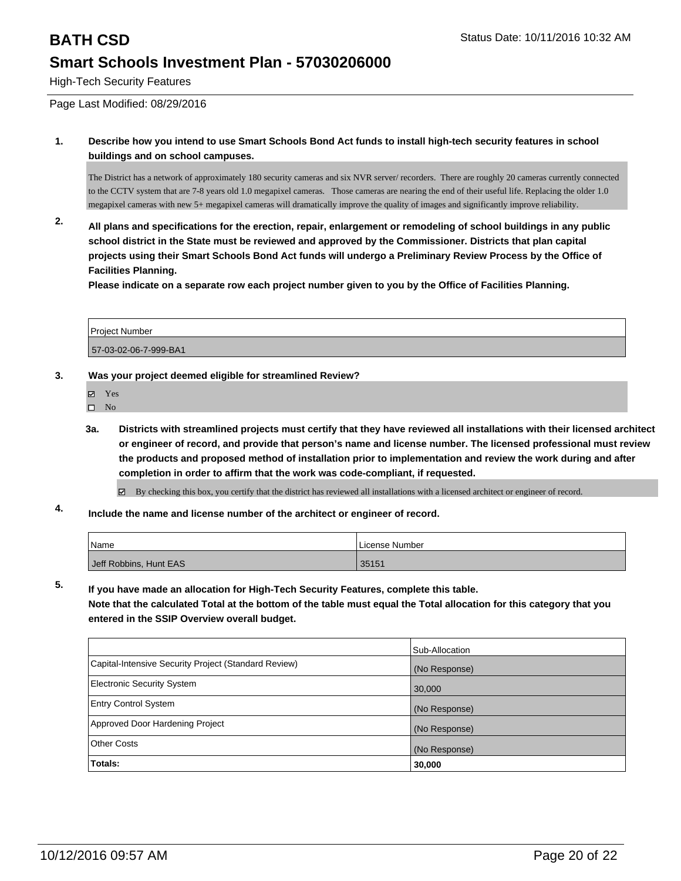# BATH CSD

Status Date: 10/11/2016 10:32 AM

## Smart Schools Investment Plan - 57030206000

High-Tech Security Features

Page Last Modified: 08/29/2016

**1. Describe how you intend to use Smart Schools Bond Act funds to install high-tech security features in school buildings and on school campuses.**

The District has a network of approximately 180 security cameras and six NVR server/ recorders. There are roughly 20 cameras currently connected to the CCTV system that are 7-8 years old 1.0 megapixel cameras. Those cameras are nearing the end of their useful life. Replacing the older 1.0 megapixel cameras with new 5+ megapixel cameras will dramatically improve the quality of images and significantly improve reliability.

**2. All plans and specifications for the erection, repair, enlargement or remodeling of school buildings in any public school district in the State must be reviewed and approved by the Commissioner. Districts that plan capital projects using their Smart Schools Bond Act funds will undergo a Preliminary Review Process by the Office of Facilities Planning.**

**Please indicate on a separate row each project number given to you by the Office of Facilities Planning.**

| Project Number |
| --- |
| 57-03-02-06-7-999-BA1 |

**3. Was your project deemed eligible for streamlined Review?**

- [x] Yes
- [ ] No

**3a. Districts with streamlined projects must certify that they have reviewed all installations with their licensed architect or engineer of record, and provide that person's name and license number. The licensed professional must review the products and proposed method of installation prior to implementation and review the work during and after completion in order to affirm that the work was code-compliant, if requested.**

- [x] By checking this box, you certify that the district has reviewed all installations with a licensed architect or engineer of record.

**4. Include the name and license number of the architect or engineer of record.**

| Name | License Number |
| --- | --- |
| Jeff Robbins, Hunt EAS | 35151 |

**5. If you have made an allocation for High-Tech Security Features, complete this table.**
**Note that the calculated Total at the bottom of the table must equal the Total allocation for this category that you entered in the SSIP Overview overall budget.**

| | Sub-Allocation |
| --- | --- |
| Capital-Intensive Security Project (Standard Review) | (No Response) |
| Electronic Security System | 30,000 |
| Entry Control System | (No Response) |
| Approved Door Hardening Project | (No Response) |
| Other Costs | (No Response) |
| **Totals:** | **30,000** |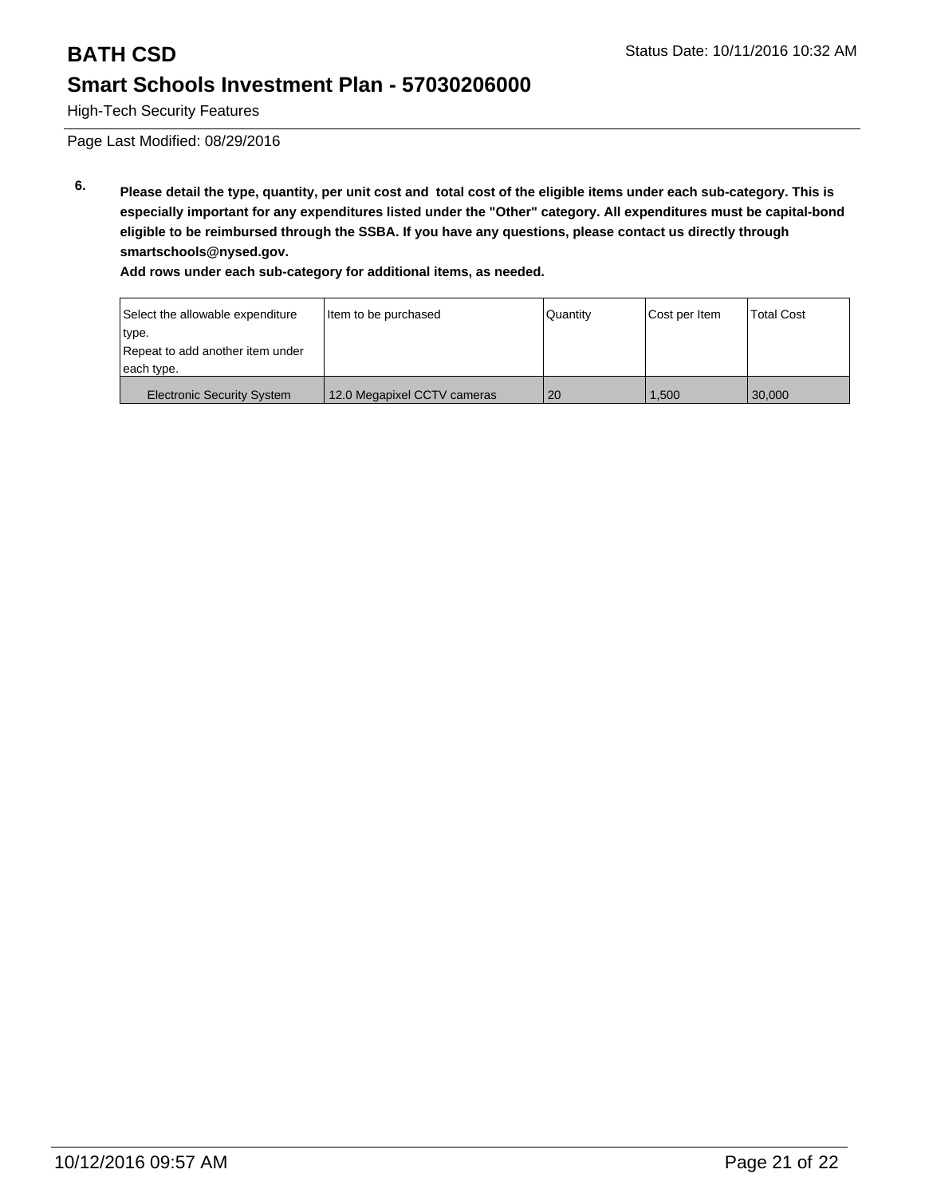# BATH CSD

Status Date: 10/11/2016 10:32 AM

## Smart Schools Investment Plan - 57030206000

High-Tech Security Features

Page Last Modified: 08/29/2016

**6.** **Please detail the type, quantity, per unit cost and total cost of the eligible items under each sub-category. This is especially important for any expenditures listed under the "Other" category. All expenditures must be capital-bond eligible to be reimbursed through the SSBA. If you have any questions, please contact us directly through smartschools@nysed.gov.**

**Add rows under each sub-category for additional items, as needed.**

| Select the allowable expenditure type.<br>Repeat to add another item under each type. | Item to be purchased | Quantity | Cost per Item | Total Cost |
|---|---|---|---|---|
| Electronic Security System | 12.0 Megapixel CCTV cameras | 20 | 1,500 | 30,000 |